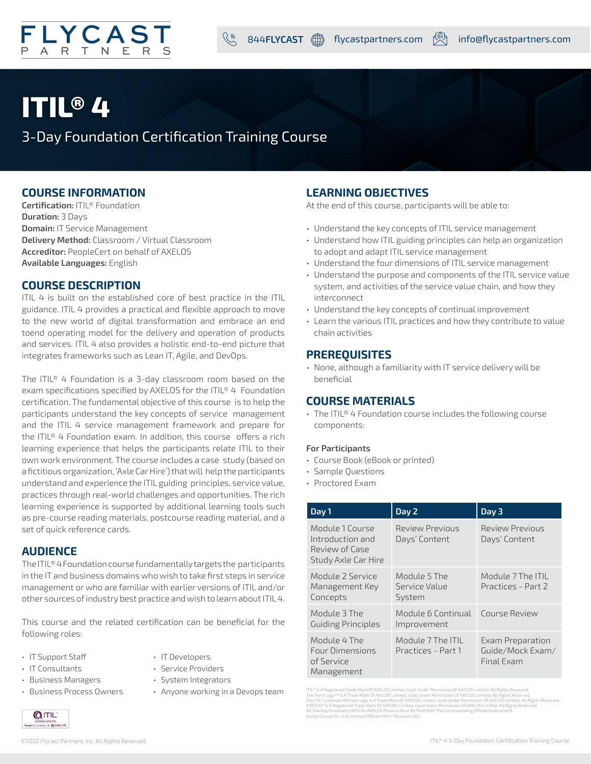FLYCAST PARTNERS

844FLYCAST | flycastpartners.com | info@flycastpartners.com

# ITIL® 4

3-Day Foundation Certification Training Course

## COURSE INFORMATION

**Certification:** ITIL® Foundation
**Duration:** 3 Days
**Domain:** IT Service Management
**Delivery Method:** Classroom / Virtual Classroom
**Accreditor:** PeopleCert on behalf of AXELOS
**Available Languages:** English

## COURSE DESCRIPTION

ITIL 4 is built on the established core of best practice in the ITIL guidance. ITIL 4 provides a practical and flexible approach to move to the new world of digital transformation and embrace an end toend operating model for the delivery and operation of products and services. ITIL 4 also provides a holistic end-to-end picture that integrates frameworks such as Lean IT, Agile, and DevOps.

The ITIL® 4 Foundation is a 3-day classroom room based on the exam specifications specified by AXELOS for the ITIL® 4 Foundation certification. The fundamental objective of this course is to help the participants understand the key concepts of service management and the ITIL 4 service management framework and prepare for the ITIL® 4 Foundation exam. In addition, this course offers a rich learning experience that helps the participants relate ITIL to their own work environment. The course includes a case study (based on a fictitious organization, 'Axle Car Hire') that will help the participants understand and experience the ITIL guiding principles, service value, practices through real-world challenges and opportunities. The rich learning experience is supported by additional learning tools such as pre-course reading materials, postcourse reading material, and a set of quick reference cards.

## AUDIENCE

The ITIL® 4 Foundation course fundamentally targets the participants in the IT and business domains who wish to take first steps in service management or who are familiar with earlier versions of ITIL and/or other sources of industry best practice and wish to learn about ITIL 4.

This course and the related certification can be beneficial for the following roles:

- IT Support Staff
- IT Consultants
- Business Managers
- Business Process Owners
- IT Developers
- Service Providers
- System Integrators
- Anyone working in a Devops team

## LEARNING OBJECTIVES

At the end of this course, participants will be able to:

- Understand the key concepts of ITIL service management
- Understand how ITIL guiding principles can help an organization to adopt and adapt ITIL service management
- Understand the four dimensions of ITIL service management
- Understand the purpose and components of the ITIL service value system, and activities of the service value chain, and how they interconnect
- Understand the key concepts of continual improvement
- Learn the various ITIL practices and how they contribute to value chain activities

## PREREQUISITES

- None, although a familiarity with IT service delivery will be beneficial

## COURSE MATERIALS

- The ITIL® 4 Foundation course includes the following course components:

**For Participants**

- Course Book (eBook or printed)
- Sample Questions
- Proctored Exam

| Day 1 | Day 2 | Day 3 |
|---|---|---|
| Module 1 Course Introduction and Review of Case Study Axle Car Hire | Review Previous Days' Content | Review Previous Days' Content |
| Module 2 Service Management Key Concepts | Module 5 The Service Value System | Module 7 The ITIL Practices - Part 2 |
| Module 3 The Guiding Principles | Module 6 Continual Improvement | Course Review |
| Module 4 The Four Dimensions of Service Management | Module 7 The ITIL Practices - Part 1 | Exam Preparation Guide/Mock Exam/ Final Exam |

ITIL® Is A Registered Trade Mark Of AXELOS Limited, Used Under Permission Of AXELOS Limited. All Rights Reserved.
The Swirl Logo™ Is A Trade Mark Of AXELOS Limited, Used Under Permission Of AXELOS Limited. All Rights Reserved.
The ITIL® Licensed Affiliate Logo Is A Trade Mark Of AXELOS Limited, Used Under Permission Of AXELOS Limited. All Rights Reserved
AXELOS® Is A Registered Trade Mark Of AXELOS Limited, Used Under Permission Of AXELOS Limited. All Rights Reserved.
All Training Associated With An AXELOS Product Must Be Sold With The Corresponding Official Assessment.
Auslyn Group Inc. Is A Licensed Affiliate With ITpreneurs B.V.

ITIL® Licensed Affiliate — PeopleCert on behalf of AXELOS

©2022 Flycast Partners, Inc. All Rights Reserved.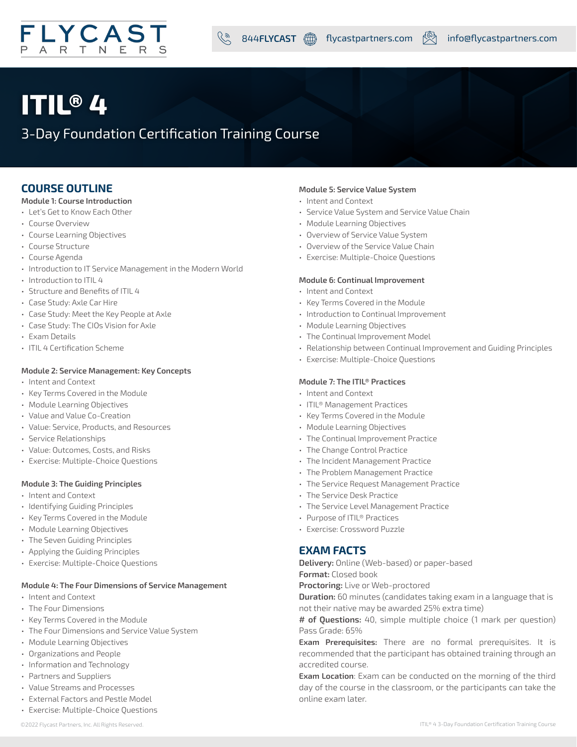FLYCAST PARTNERS

844FLYCAST flycastpartners.com info@flycastpartners.com

# ITIL® 4

## 3-Day Foundation Certification Training Course

## COURSE OUTLINE

**Module 1: Course Introduction**

- Let's Get to Know Each Other
- Course Overview
- Course Learning Objectives
- Course Structure
- Course Agenda
- Introduction to IT Service Management in the Modern World
- Introduction to ITIL 4
- Structure and Benefits of ITIL 4
- Case Study: Axle Car Hire
- Case Study: Meet the Key People at Axle
- Case Study: The CIOs Vision for Axle
- Exam Details
- ITIL 4 Certification Scheme

**Module 2: Service Management: Key Concepts**

- Intent and Context
- Key Terms Covered in the Module
- Module Learning Objectives
- Value and Value Co-Creation
- Value: Service, Products, and Resources
- Service Relationships
- Value: Outcomes, Costs, and Risks
- Exercise: Multiple-Choice Questions

**Module 3: The Guiding Principles**

- Intent and Context
- Identifying Guiding Principles
- Key Terms Covered in the Module
- Module Learning Objectives
- The Seven Guiding Principles
- Applying the Guiding Principles
- Exercise: Multiple-Choice Questions

**Module 4: The Four Dimensions of Service Management**

- Intent and Context
- The Four Dimensions
- Key Terms Covered in the Module
- The Four Dimensions and Service Value System
- Module Learning Objectives
- Organizations and People
- Information and Technology
- Partners and Suppliers
- Value Streams and Processes
- External Factors and Pestle Model
- Exercise: Multiple-Choice Questions

**Module 5: Service Value System**

- Intent and Context
- Service Value System and Service Value Chain
- Module Learning Objectives
- Overview of Service Value System
- Overview of the Service Value Chain
- Exercise: Multiple-Choice Questions

**Module 6: Continual Improvement**

- Intent and Context
- Key Terms Covered in the Module
- Introduction to Continual Improvement
- Module Learning Objectives
- The Continual Improvement Model
- Relationship between Continual Improvement and Guiding Principles
- Exercise: Multiple-Choice Questions

**Module 7: The ITIL® Practices**

- Intent and Context
- ITIL® Management Practices
- Key Terms Covered in the Module
- Module Learning Objectives
- The Continual Improvement Practice
- The Change Control Practice
- The Incident Management Practice
- The Problem Management Practice
- The Service Request Management Practice
- The Service Desk Practice
- The Service Level Management Practice
- Purpose of ITIL® Practices
- Exercise: Crossword Puzzle

## EXAM FACTS

**Delivery:** Online (Web-based) or paper-based
**Format:** Closed book
**Proctoring:** Live or Web-proctored
**Duration:** 60 minutes (candidates taking exam in a language that is not their native may be awarded 25% extra time)
**# of Questions:** 40, simple multiple choice (1 mark per question)
Pass Grade: 65%
**Exam Prerequisites:** There are no formal prerequisites. It is recommended that the participant has obtained training through an accredited course.
**Exam Location**: Exam can be conducted on the morning of the third day of the course in the classroom, or the participants can take the online exam later.

©2022 Flycast Partners, Inc. All Rights Reserved.